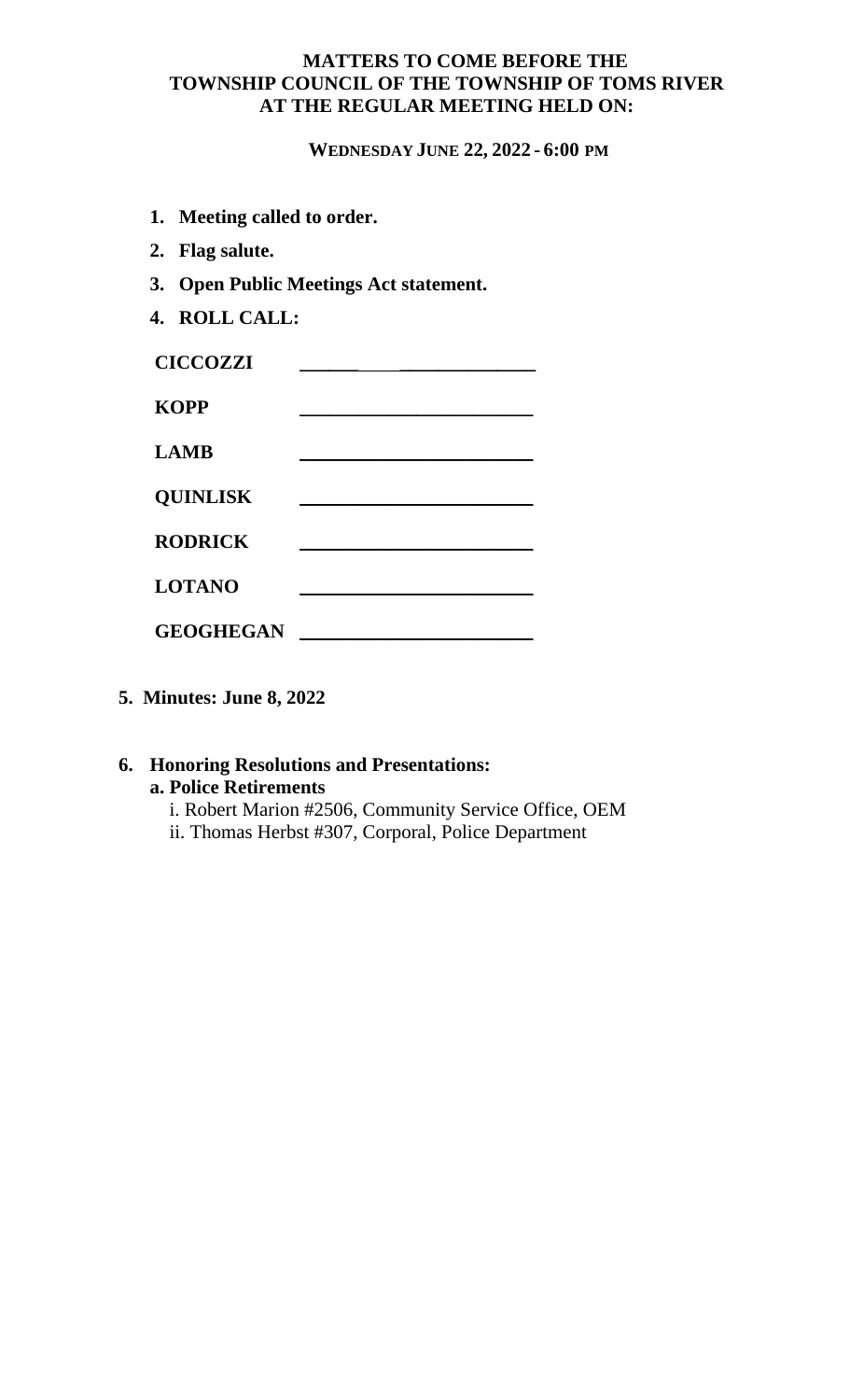**MATTERS TO COME BEFORE THE TOWNSHIP COUNCIL OF THE TOWNSHIP OF TOMS RIVER AT THE REGULAR MEETING HELD ON:**

**WEDNESDAY JUNE 22, 2022 - 6:00 PM**

1. **Meeting called to order.**
2. **Flag salute.**
3. **Open Public Meetings Act statement.**
4. **ROLL CALL:**

**CICCOZZI** ______________________

**KOPP** ______________________

**LAMB** ______________________

**QUINLISK** ______________________

**RODRICK** ______________________

**LOTANO** ______________________

**GEOGHEGAN** ______________________

5. **Minutes: June 8, 2022**

6. **Honoring Resolutions and Presentations:**
   **a. Police Retirements**
   i. Robert Marion #2506, Community Service Office, OEM
   ii. Thomas Herbst #307, Corporal, Police Department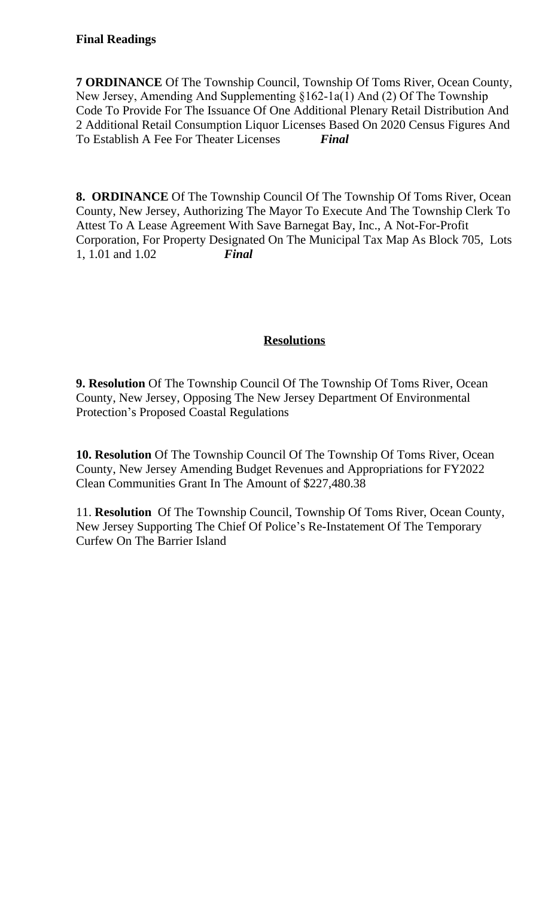**Final Readings**

**7 ORDINANCE** Of The Township Council, Township Of Toms River, Ocean County, New Jersey, Amending And Supplementing §162-1a(1) And (2) Of The Township Code To Provide For The Issuance Of One Additional Plenary Retail Distribution And 2 Additional Retail Consumption Liquor Licenses Based On 2020 Census Figures And To Establish A Fee For Theater Licenses ***Final***

**8. ORDINANCE** Of The Township Council Of The Township Of Toms River, Ocean County, New Jersey, Authorizing The Mayor To Execute And The Township Clerk To Attest To A Lease Agreement With Save Barnegat Bay, Inc., A Not-For-Profit Corporation, For Property Designated On The Municipal Tax Map As Block 705, Lots 1, 1.01 and 1.02 ***Final***

## Resolutions

**9. Resolution** Of The Township Council Of The Township Of Toms River, Ocean County, New Jersey, Opposing The New Jersey Department Of Environmental Protection's Proposed Coastal Regulations

**10. Resolution** Of The Township Council Of The Township Of Toms River, Ocean County, New Jersey Amending Budget Revenues and Appropriations for FY2022 Clean Communities Grant In The Amount of $227,480.38

11. **Resolution** Of The Township Council, Township Of Toms River, Ocean County, New Jersey Supporting The Chief Of Police's Re-Instatement Of The Temporary Curfew On The Barrier Island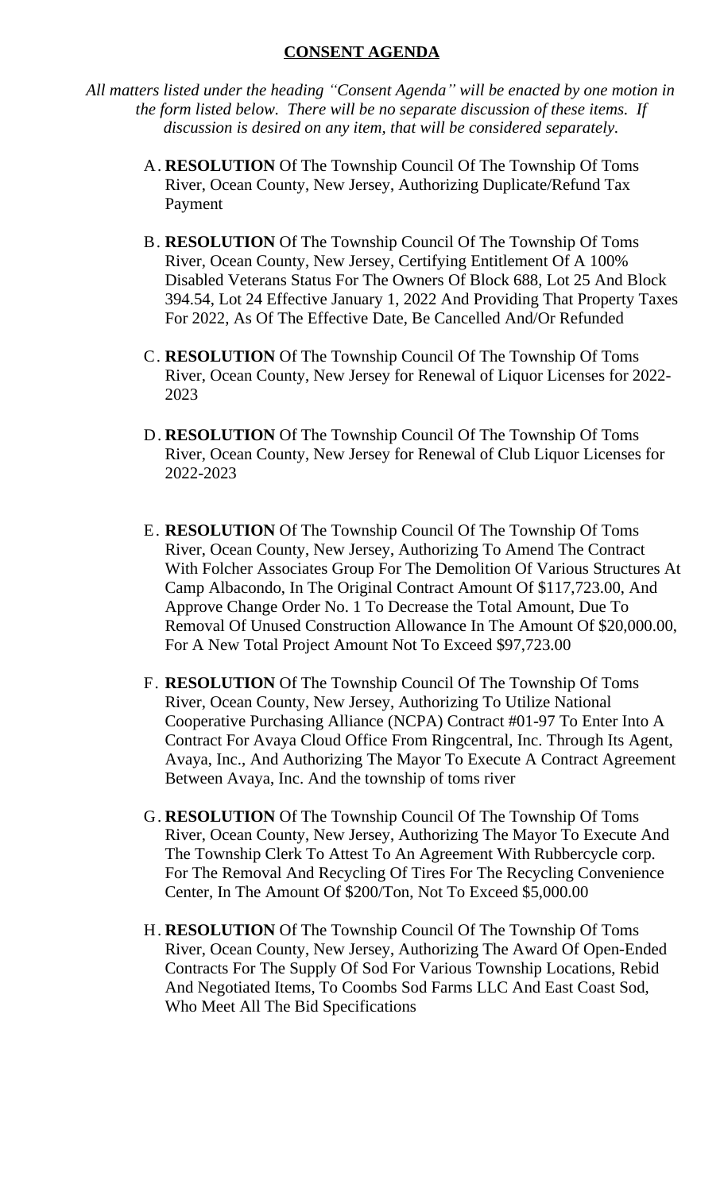## CONSENT AGENDA

*All matters listed under the heading "Consent Agenda" will be enacted by one motion in the form listed below. There will be no separate discussion of these items. If discussion is desired on any item, that will be considered separately.*

A. **RESOLUTION** Of The Township Council Of The Township Of Toms River, Ocean County, New Jersey, Authorizing Duplicate/Refund Tax Payment

B. **RESOLUTION** Of The Township Council Of The Township Of Toms River, Ocean County, New Jersey, Certifying Entitlement Of A 100% Disabled Veterans Status For The Owners Of Block 688, Lot 25 And Block 394.54, Lot 24 Effective January 1, 2022 And Providing That Property Taxes For 2022, As Of The Effective Date, Be Cancelled And/Or Refunded

C. **RESOLUTION** Of The Township Council Of The Township Of Toms River, Ocean County, New Jersey for Renewal of Liquor Licenses for 2022-2023

D. **RESOLUTION** Of The Township Council Of The Township Of Toms River, Ocean County, New Jersey for Renewal of Club Liquor Licenses for 2022-2023

E. **RESOLUTION** Of The Township Council Of The Township Of Toms River, Ocean County, New Jersey, Authorizing To Amend The Contract With Folcher Associates Group For The Demolition Of Various Structures At Camp Albacondo, In The Original Contract Amount Of $117,723.00, And Approve Change Order No. 1 To Decrease the Total Amount, Due To Removal Of Unused Construction Allowance In The Amount Of $20,000.00, For A New Total Project Amount Not To Exceed $97,723.00

F. **RESOLUTION** Of The Township Council Of The Township Of Toms River, Ocean County, New Jersey, Authorizing To Utilize National Cooperative Purchasing Alliance (NCPA) Contract #01-97 To Enter Into A Contract For Avaya Cloud Office From Ringcentral, Inc. Through Its Agent, Avaya, Inc., And Authorizing The Mayor To Execute A Contract Agreement Between Avaya, Inc. And the township of toms river

G. **RESOLUTION** Of The Township Council Of The Township Of Toms River, Ocean County, New Jersey, Authorizing The Mayor To Execute And The Township Clerk To Attest To An Agreement With Rubbercycle corp. For The Removal And Recycling Of Tires For The Recycling Convenience Center, In The Amount Of $200/Ton, Not To Exceed $5,000.00

H. **RESOLUTION** Of The Township Council Of The Township Of Toms River, Ocean County, New Jersey, Authorizing The Award Of Open-Ended Contracts For The Supply Of Sod For Various Township Locations, Rebid And Negotiated Items, To Coombs Sod Farms LLC And East Coast Sod, Who Meet All The Bid Specifications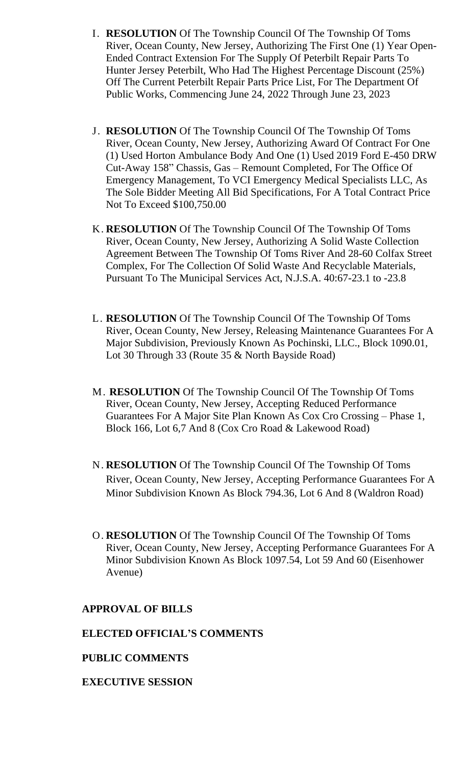I. **RESOLUTION** Of The Township Council Of The Township Of Toms River, Ocean County, New Jersey, Authorizing The First One (1) Year Open-Ended Contract Extension For The Supply Of Peterbilt Repair Parts To Hunter Jersey Peterbilt, Who Had The Highest Percentage Discount (25%) Off The Current Peterbilt Repair Parts Price List, For The Department Of Public Works, Commencing June 24, 2022 Through June 23, 2023

J. **RESOLUTION** Of The Township Council Of The Township Of Toms River, Ocean County, New Jersey, Authorizing Award Of Contract For One (1) Used Horton Ambulance Body And One (1) Used 2019 Ford E-450 DRW Cut-Away 158" Chassis, Gas – Remount Completed, For The Office Of Emergency Management, To VCI Emergency Medical Specialists LLC, As The Sole Bidder Meeting All Bid Specifications, For A Total Contract Price Not To Exceed $100,750.00

K. **RESOLUTION** Of The Township Council Of The Township Of Toms River, Ocean County, New Jersey, Authorizing A Solid Waste Collection Agreement Between The Township Of Toms River And 28-60 Colfax Street Complex, For The Collection Of Solid Waste And Recyclable Materials, Pursuant To The Municipal Services Act, N.J.S.A. 40:67-23.1 to -23.8

L. **RESOLUTION** Of The Township Council Of The Township Of Toms River, Ocean County, New Jersey, Releasing Maintenance Guarantees For A Major Subdivision, Previously Known As Pochinski, LLC., Block 1090.01, Lot 30 Through 33 (Route 35 & North Bayside Road)

M. **RESOLUTION** Of The Township Council Of The Township Of Toms River, Ocean County, New Jersey, Accepting Reduced Performance Guarantees For A Major Site Plan Known As Cox Cro Crossing – Phase 1, Block 166, Lot 6,7 And 8 (Cox Cro Road & Lakewood Road)

N. **RESOLUTION** Of The Township Council Of The Township Of Toms River, Ocean County, New Jersey, Accepting Performance Guarantees For A Minor Subdivision Known As Block 794.36, Lot 6 And 8 (Waldron Road)

O. **RESOLUTION** Of The Township Council Of The Township Of Toms River, Ocean County, New Jersey, Accepting Performance Guarantees For A Minor Subdivision Known As Block 1097.54, Lot 59 And 60 (Eisenhower Avenue)

**APPROVAL OF BILLS**

**ELECTED OFFICIAL'S COMMENTS**

**PUBLIC COMMENTS**

**EXECUTIVE SESSION**